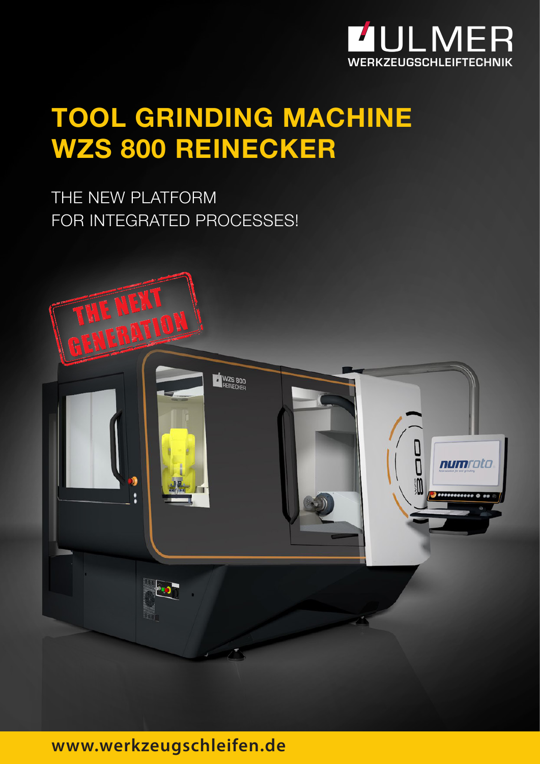ULMER
WERKZEUGSCHLEIFTECHNIK

# TOOL GRINDING MACHINE WZS 800 REINECKER

THE NEW PLATFORM
FOR INTEGRATED PROCESSES!

THE NEXT GENERATION

www.werkzeugschleifen.de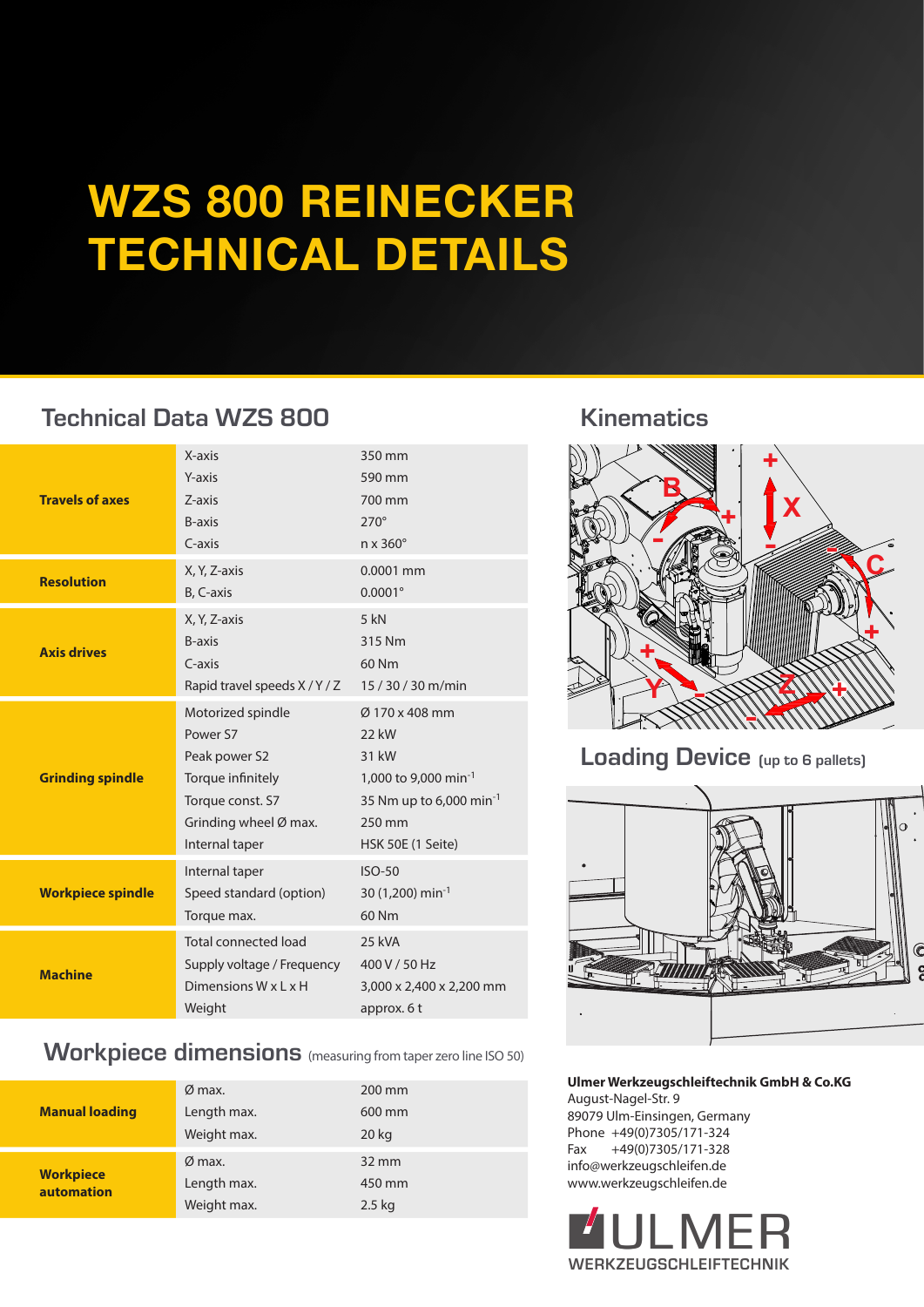# WZS 800 REINECKER TECHNICAL DETAILS

## Technical Data WZS 800

| | | |
|---|---|---|
| **Travels of axes** | X-axis | 350 mm |
| | Y-axis | 590 mm |
| | Z-axis | 700 mm |
| | B-axis | 270° |
| | C-axis | n x 360° |
| **Resolution** | X, Y, Z-axis | 0.0001 mm |
| | B, C-axis | 0.0001° |
| **Axis drives** | X, Y, Z-axis | 5 kN |
| | B-axis | 315 Nm |
| | C-axis | 60 Nm |
| | Rapid travel speeds X / Y / Z | 15 / 30 / 30 m/min |
| **Grinding spindle** | Motorized spindle | Ø 170 x 408 mm |
| | Power S7 | 22 kW |
| | Peak power S2 | 31 kW |
| | Torque infinitely | 1,000 to 9,000 min$^{-1}$ |
| | Torque const. S7 | 35 Nm up to 6,000 min$^{-1}$ |
| | Grinding wheel Ø max. | 250 mm |
| | Internal taper | HSK 50E (1 Seite) |
| **Workpiece spindle** | Internal taper | ISO-50 |
| | Speed standard (option) | 30 (1,200) min$^{-1}$ |
| | Torque max. | 60 Nm |
| **Machine** | Total connected load | 25 kVA |
| | Supply voltage / Frequency | 400 V / 50 Hz |
| | Dimensions W x L x H | 3,000 x 2,400 x 2,200 mm |
| | Weight | approx. 6 t |

## Workpiece dimensions (measuring from taper zero line ISO 50)

| | | |
|---|---|---|
| **Manual loading** | Ø max. | 200 mm |
| | Length max. | 600 mm |
| | Weight max. | 20 kg |
| **Workpiece automation** | Ø max. | 32 mm |
| | Length max. | 450 mm |
| | Weight max. | 2.5 kg |

## Kinematics

B
X
C
Y
Z

## Loading Device (up to 6 pallets)

**Ulmer Werkzeugschleiftechnik GmbH & Co.KG**
August-Nagel-Str. 9
89079 Ulm-Einsingen, Germany
Phone +49(0)7305/171-324
Fax +49(0)7305/171-328
info@werkzeugschleifen.de
www.werkzeugschleifen.de

ULMER
WERKZEUGSCHLEIFTECHNIK